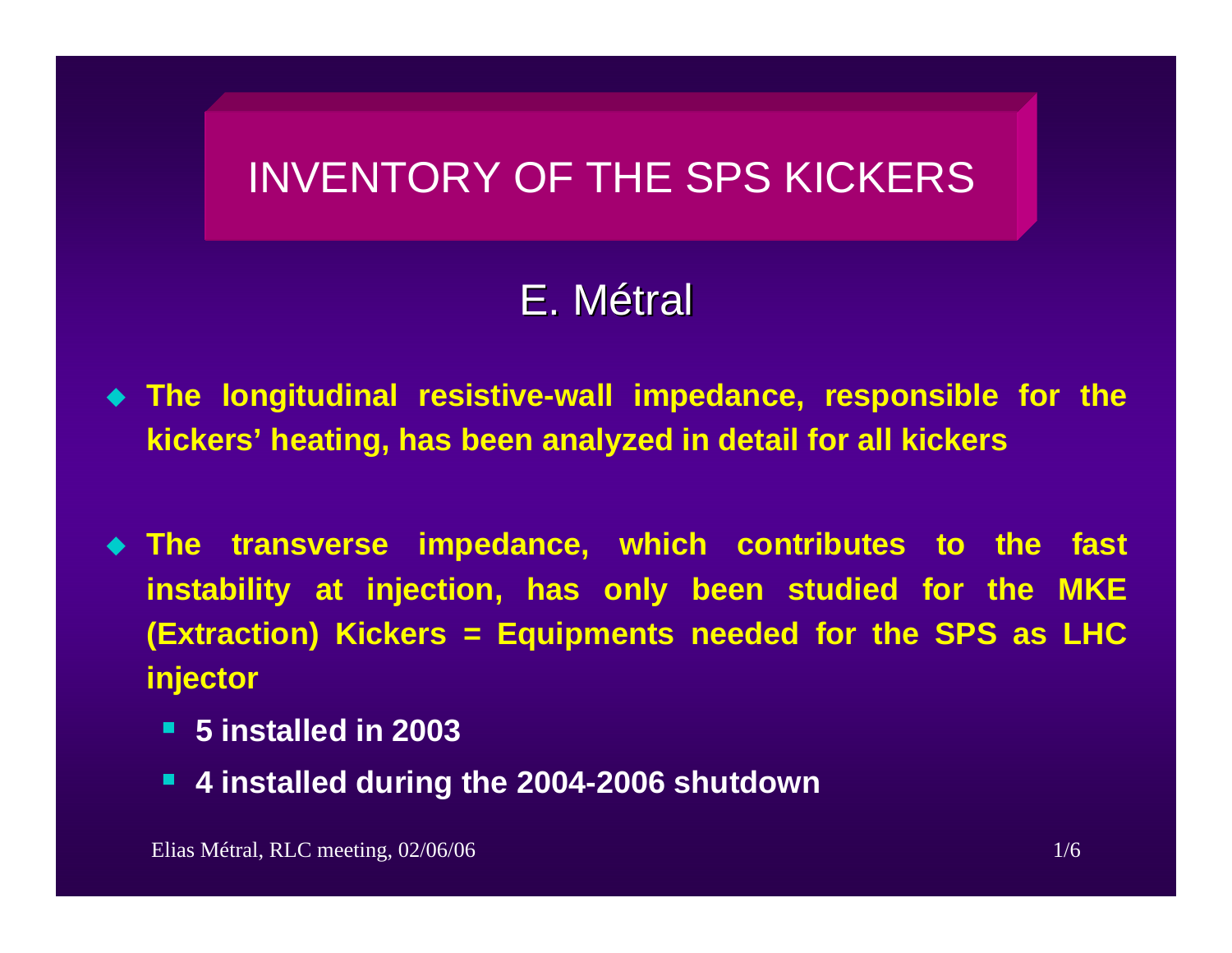# INVENTORY OF THE SPS KICKERS

## E. Métral

- **The longitudinal resistive-wall impedance, responsible for the kickers' heating, has been analyzed in detail for all kickers**

- **The transverse impedance, which contributes to the fast instability at injection, has only been studied for the MKE (Extraction) Kickers = Equipments needed for the SPS as LHC injector**
  - **5 installed in 2003**
  - **4 installed during the 2004-2006 shutdown**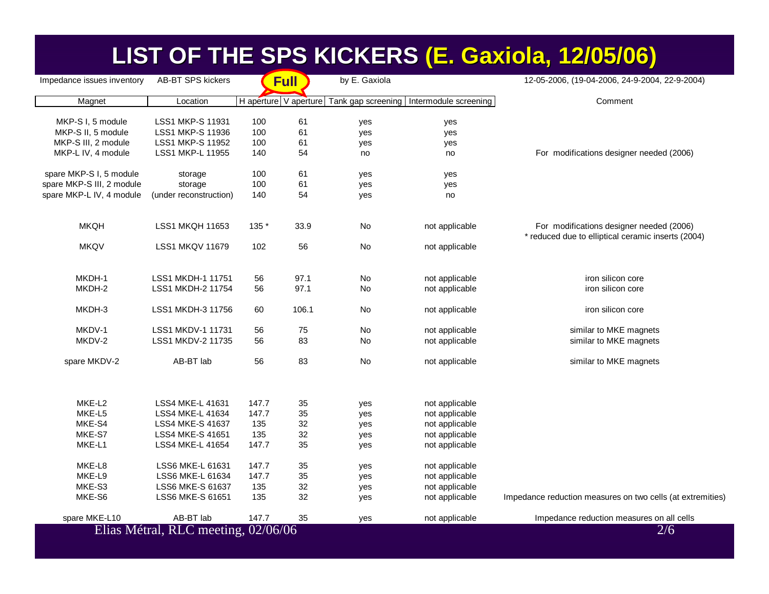# LIST OF THE SPS KICKERS (E. Gaxiola, 12/05/06)

Impedance issues inventory AB-BT SPS kickers **Full** by E. Gaxiola 12-05-2006, (19-04-2006, 24-9-2004, 22-9-2004)

| Magnet | Location | H aperture | V aperture | Tank gap screening | Intermodule screening | Comment |
|---|---|---|---|---|---|---|
| MKP-S I, 5 module | LSS1 MKP-S 11931 | 100 | 61 | yes | yes | |
| MKP-S II, 5 module | LSS1 MKP-S 11936 | 100 | 61 | yes | yes | |
| MKP-S III, 2 module | LSS1 MKP-S 11952 | 100 | 61 | yes | yes | |
| MKP-L IV, 4 module | LSS1 MKP-L 11955 | 140 | 54 | no | no | For modifications designer needed (2006) |
| spare MKP-S I, 5 module | storage | 100 | 61 | yes | yes | |
| spare MKP-S III, 2 module | storage | 100 | 61 | yes | yes | |
| spare MKP-L IV, 4 module | (under reconstruction) | 140 | 54 | yes | no | |
| MKQH | LSS1 MKQH 11653 | 135 * | 33.9 | No | not applicable | For modifications designer needed (2006) * reduced due to elliptical ceramic inserts (2004) |
| MKQV | LSS1 MKQV 11679 | 102 | 56 | No | not applicable | |
| MKDH-1 | LSS1 MKDH-1 11751 | 56 | 97.1 | No | not applicable | iron silicon core |
| MKDH-2 | LSS1 MKDH-2 11754 | 56 | 97.1 | No | not applicable | iron silicon core |
| MKDH-3 | LSS1 MKDH-3 11756 | 60 | 106.1 | No | not applicable | iron silicon core |
| MKDV-1 | LSS1 MKDV-1 11731 | 56 | 75 | No | not applicable | similar to MKE magnets |
| MKDV-2 | LSS1 MKDV-2 11735 | 56 | 83 | No | not applicable | similar to MKE magnets |
| spare MKDV-2 | AB-BT lab | 56 | 83 | No | not applicable | similar to MKE magnets |
| MKE-L2 | LSS4 MKE-L 41631 | 147.7 | 35 | yes | not applicable | |
| MKE-L5 | LSS4 MKE-L 41634 | 147.7 | 35 | yes | not applicable | |
| MKE-S4 | LSS4 MKE-S 41637 | 135 | 32 | yes | not applicable | |
| MKE-S7 | LSS4 MKE-S 41651 | 135 | 32 | yes | not applicable | |
| MKE-L1 | LSS4 MKE-L 41654 | 147.7 | 35 | yes | not applicable | |
| MKE-L8 | LSS6 MKE-L 61631 | 147.7 | 35 | yes | not applicable | |
| MKE-L9 | LSS6 MKE-L 61634 | 147.7 | 35 | yes | not applicable | |
| MKE-S3 | LSS6 MKE-S 61637 | 135 | 32 | yes | not applicable | |
| MKE-S6 | LSS6 MKE-S 61651 | 135 | 32 | yes | not applicable | Impedance reduction measures on two cells (at extremities) |
| spare MKE-L10 | AB-BT lab | 147.7 | 35 | yes | not applicable | Impedance reduction measures on all cells |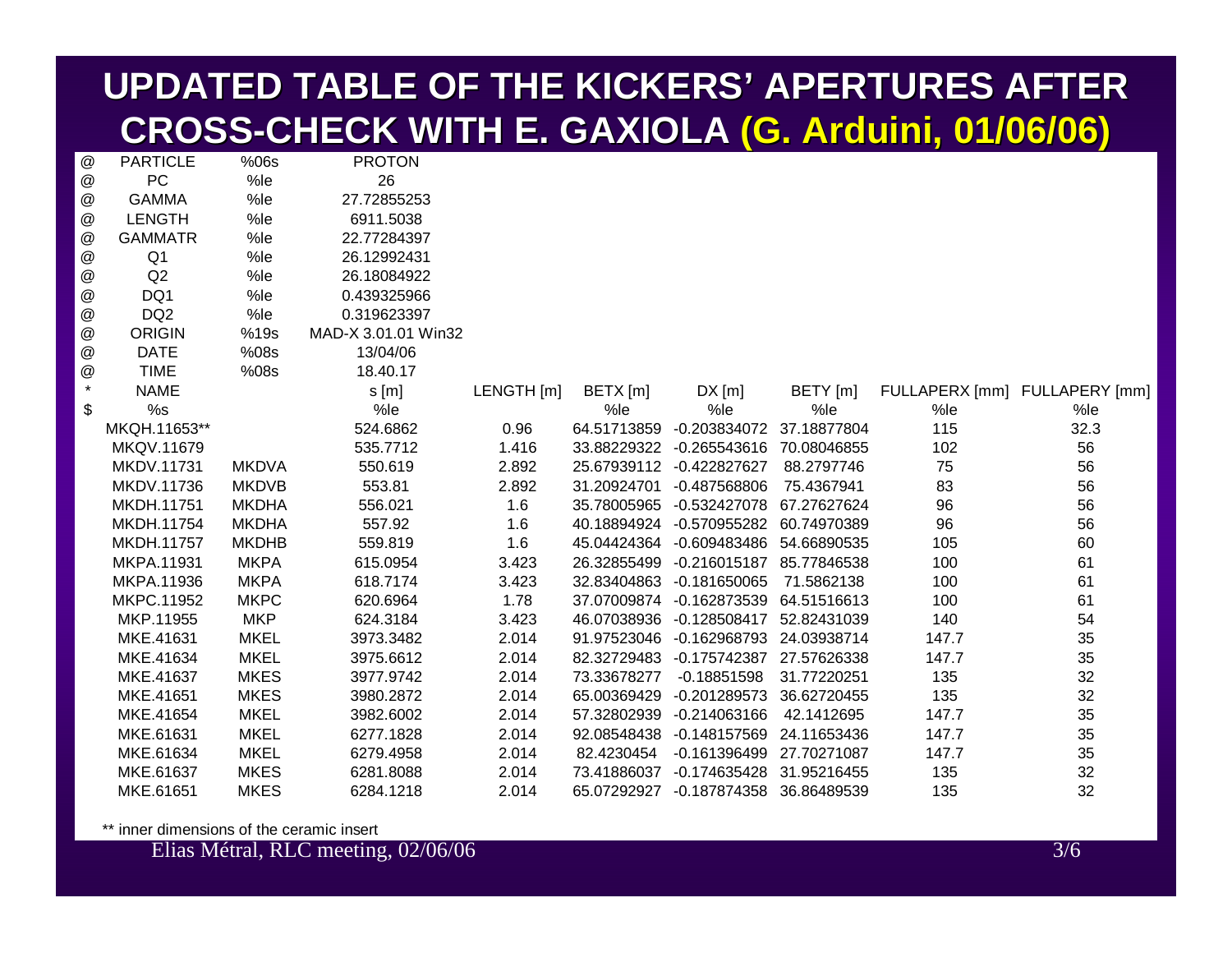# UPDATED TABLE OF THE KICKERS' APERTURES AFTER CROSS-CHECK WITH E. GAXIOLA (G. Arduini, 01/06/06)

| | | | | | | | | | | |
|---|---|---|---|---|---|---|---|---|---|---|
| @ | PARTICLE | %06s | PROTON | | | | | | | |
| @ | PC | %le | 26 | | | | | | | |
| @ | GAMMA | %le | 27.72855253 | | | | | | | |
| @ | LENGTH | %le | 6911.5038 | | | | | | | |
| @ | GAMMATR | %le | 22.77284397 | | | | | | | |
| @ | Q1 | %le | 26.12992431 | | | | | | | |
| @ | Q2 | %le | 26.18084922 | | | | | | | |
| @ | DQ1 | %le | 0.439325966 | | | | | | | |
| @ | DQ2 | %le | 0.319623397 | | | | | | | |
| @ | ORIGIN | %19s | MAD-X 3.01.01 Win32 | | | | | | | |
| @ | DATE | %08s | 13/04/06 | | | | | | | |
| @ | TIME | %08s | 18.40.17 | | | | | | | |
| * | NAME | | s [m] | LENGTH [m] | BETX [m] | DX [m] | BETY [m] | FULLAPERX [mm] | FULLAPERY [mm] | |
| $ | %s | | %le | | %le | %le | %le | %le | %le | |
| | MKQH.11653** | | 524.6862 | 0.96 | 64.51713859 | -0.203834072 | 37.18877804 | 115 | 32.3 | |
| | MKQV.11679 | | 535.7712 | 1.416 | 33.88229322 | -0.265543616 | 70.08046855 | 102 | 56 | |
| | MKDV.11731 | MKDVA | 550.619 | 2.892 | 25.67939112 | -0.422827627 | 88.2797746 | 75 | 56 | |
| | MKDV.11736 | MKDVB | 553.81 | 2.892 | 31.20924701 | -0.487568806 | 75.4367941 | 83 | 56 | |
| | MKDH.11751 | MKDHA | 556.021 | 1.6 | 35.78005965 | -0.532427078 | 67.27627624 | 96 | 56 | |
| | MKDH.11754 | MKDHA | 557.92 | 1.6 | 40.18894924 | -0.570955282 | 60.74970389 | 96 | 56 | |
| | MKDH.11757 | MKDHB | 559.819 | 1.6 | 45.04424364 | -0.609483486 | 54.66890535 | 105 | 60 | |
| | MKPA.11931 | MKPA | 615.0954 | 3.423 | 26.32855499 | -0.216015187 | 85.77846538 | 100 | 61 | |
| | MKPA.11936 | MKPA | 618.7174 | 3.423 | 32.83404863 | -0.181650065 | 71.5862138 | 100 | 61 | |
| | MKPC.11952 | MKPC | 620.6964 | 1.78 | 37.07009874 | -0.162873539 | 64.51516613 | 100 | 61 | |
| | MKP.11955 | MKP | 624.3184 | 3.423 | 46.07038936 | -0.128508417 | 52.82431039 | 140 | 54 | |
| | MKE.41631 | MKEL | 3973.3482 | 2.014 | 91.97523046 | -0.162968793 | 24.03938714 | 147.7 | 35 | |
| | MKE.41634 | MKEL | 3975.6612 | 2.014 | 82.32729483 | -0.175742387 | 27.57626338 | 147.7 | 35 | |
| | MKE.41637 | MKES | 3977.9742 | 2.014 | 73.33678277 | -0.18851598 | 31.77220251 | 135 | 32 | |
| | MKE.41651 | MKES | 3980.2872 | 2.014 | 65.00369429 | -0.201289573 | 36.62720455 | 135 | 32 | |
| | MKE.41654 | MKEL | 3982.6002 | 2.014 | 57.32802939 | -0.214063166 | 42.1412695 | 147.7 | 35 | |
| | MKE.61631 | MKEL | 6277.1828 | 2.014 | 92.08548438 | -0.148157569 | 24.11653436 | 147.7 | 35 | |
| | MKE.61634 | MKEL | 6279.4958 | 2.014 | 82.4230454 | -0.161396499 | 27.70271087 | 147.7 | 35 | |
| | MKE.61637 | MKES | 6281.8088 | 2.014 | 73.41886037 | -0.174635428 | 31.95216455 | 135 | 32 | |
| | MKE.61651 | MKES | 6284.1218 | 2.014 | 65.07292927 | -0.187874358 | 36.86489539 | 135 | 32 | |

** inner dimensions of the ceramic insert

Elias Métral, RLC meeting, 02/06/06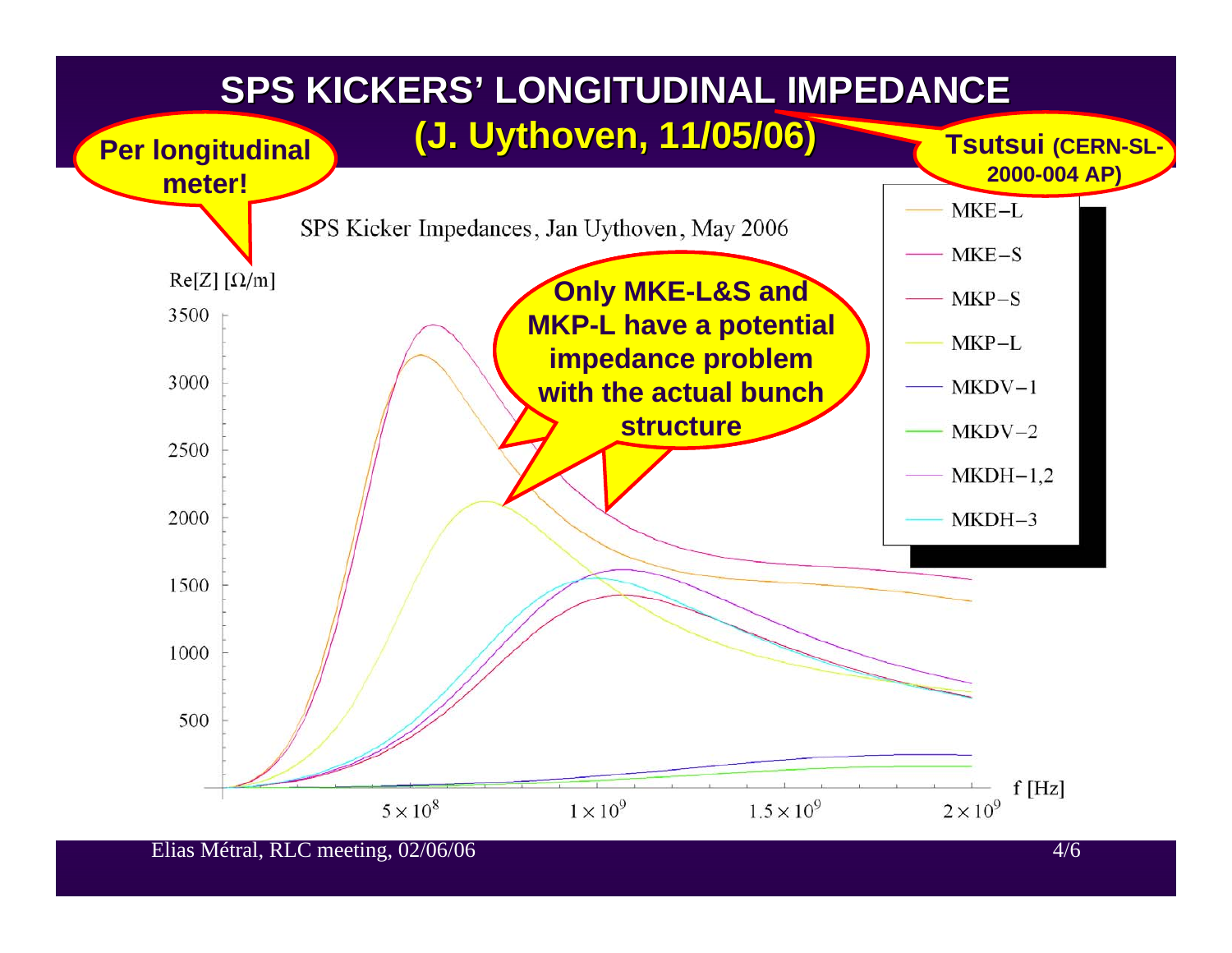# SPS KICKERS' LONGITUDINAL IMPEDANCE (J. Uythoven, 11/05/06)

**Per longitudinal meter!**

**Tsutsui (CERN-SL-2000-004 AP)**

SPS Kicker Impedances, Jan Uythoven, May 2006

Re[Z] [Ω/m]

**Only MKE-L&S and MKP-L have a potential impedance problem with the actual bunch structure**

Legend: MKE−L, MKE−S, MKP−S, MKP−L, MKDV−1, MKDV−2, MKDH−1,2, MKDH−3

Y-axis: 500, 1000, 1500, 2000, 2500, 3000, 3500

X-axis: $5 \times 10^8$, $1 \times 10^9$, $1.5 \times 10^9$, $2 \times 10^9$ — f [Hz]

Elias Métral, RLC meeting, 02/06/06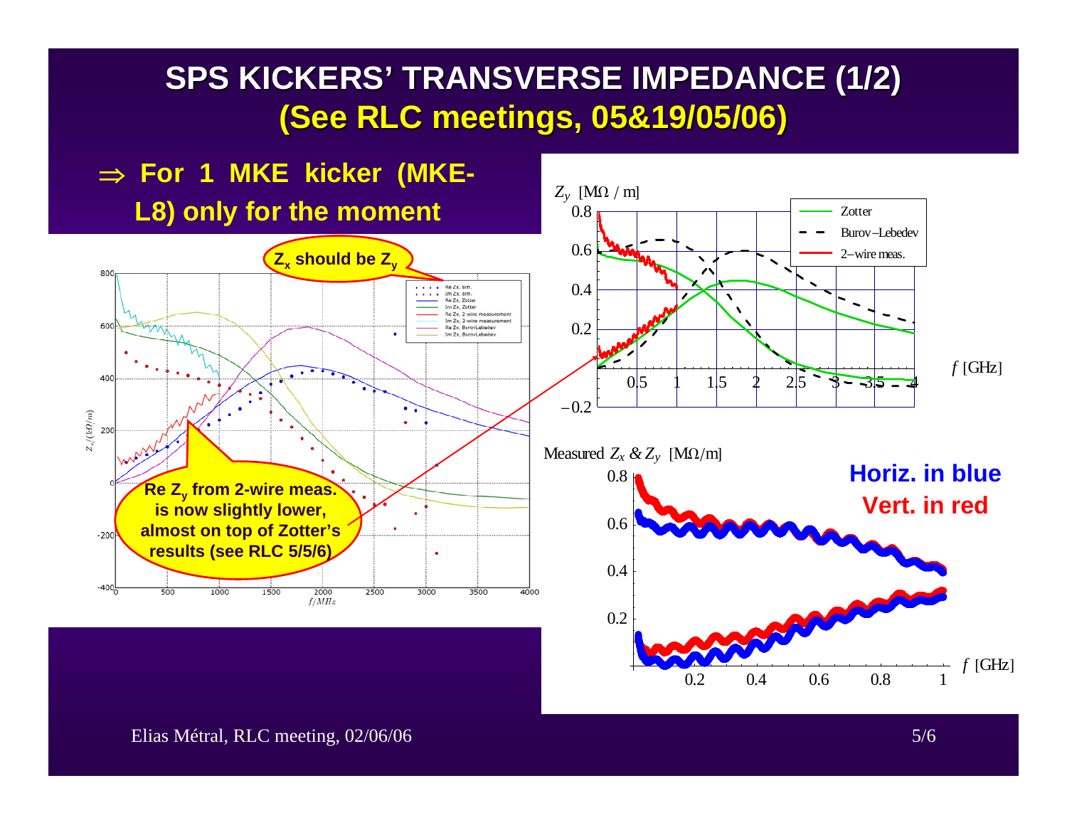# SPS KICKERS' TRANSVERSE IMPEDANCE (1/2) (See RLC meetings, 05&19/05/06)

⇒ **For 1 MKE kicker (MKE-L8) only for the moment**

**$Z_x$ should be $Z_y$**

**Re $Z_y$ from 2-wire meas. is now slightly lower, almost on top of Zotter's results (see RLC 5/5/6)**

$Z_y$ [MΩ / m]

Zotter

Burov–Lebedev

2–wire meas.

$f$ [GHz]

Measured $Z_x$ & $Z_y$ [MΩ/m]

**Horiz. in blue**

**Vert. in red**

$f$ [GHz]

Elias Métral, RLC meeting, 02/06/06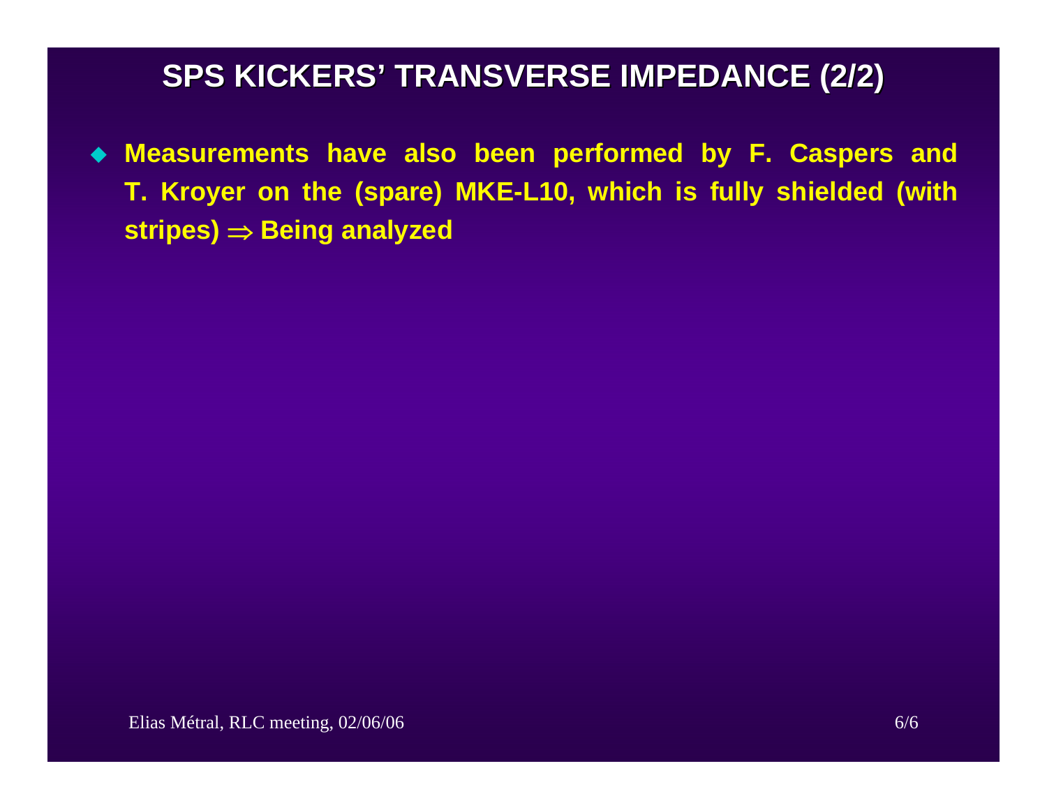# SPS KICKERS' TRANSVERSE IMPEDANCE (2/2)

- **Measurements have also been performed by F. Caspers and T. Kroyer on the (spare) MKE-L10, which is fully shielded (with stripes) $\Rightarrow$ Being analyzed**